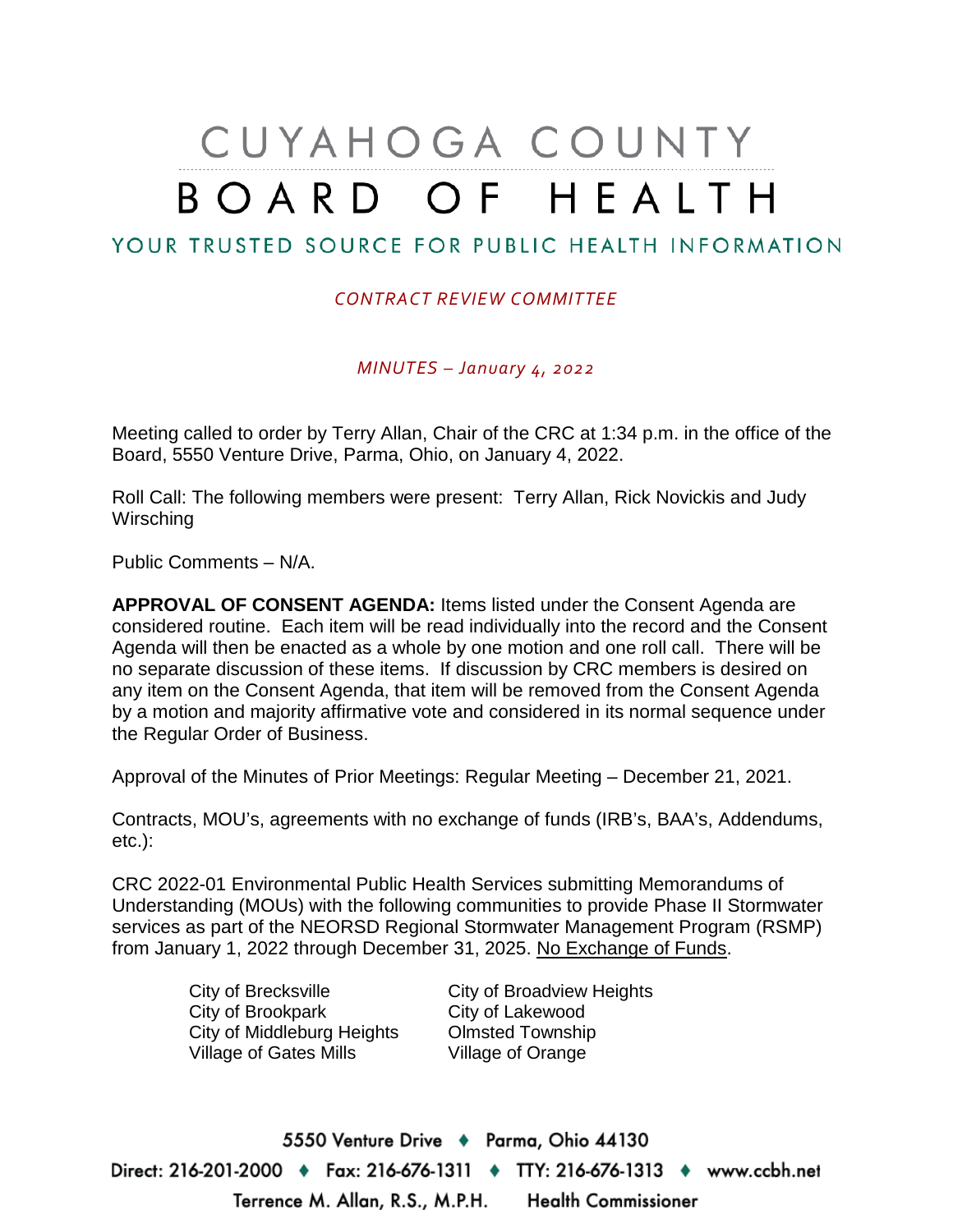# CUYAHOGA COUNTY BOARD OF HEALTH

## YOUR TRUSTED SOURCE FOR PUBLIC HEALTH INFORMATION

*CONTRACT REVIEW COMMITTEE*

*MINUTES – January 4, 2022*

Meeting called to order by Terry Allan, Chair of the CRC at 1:34 p.m. in the office of the Board, 5550 Venture Drive, Parma, Ohio, on January 4, 2022.

Roll Call: The following members were present: Terry Allan, Rick Novickis and Judy Wirsching

Public Comments – N/A.

**APPROVAL OF CONSENT AGENDA:** Items listed under the Consent Agenda are considered routine. Each item will be read individually into the record and the Consent Agenda will then be enacted as a whole by one motion and one roll call. There will be no separate discussion of these items. If discussion by CRC members is desired on any item on the Consent Agenda, that item will be removed from the Consent Agenda by a motion and majority affirmative vote and considered in its normal sequence under the Regular Order of Business.

Approval of the Minutes of Prior Meetings: Regular Meeting – December 21, 2021.

Contracts, MOU's, agreements with no exchange of funds (IRB's, BAA's, Addendums, etc.):

CRC 2022-01 Environmental Public Health Services submitting Memorandums of Understanding (MOUs) with the following communities to provide Phase II Stormwater services as part of the NEORSD Regional Stormwater Management Program (RSMP) from January 1, 2022 through December 31, 2025. No Exchange of Funds.

- City of Brecksville
- City of Broadview Heights
- City of Brookpark
- City of Lakewood
- City of Middleburg Heights
- Olmsted Township
- Village of Gates Mills
- Village of Orange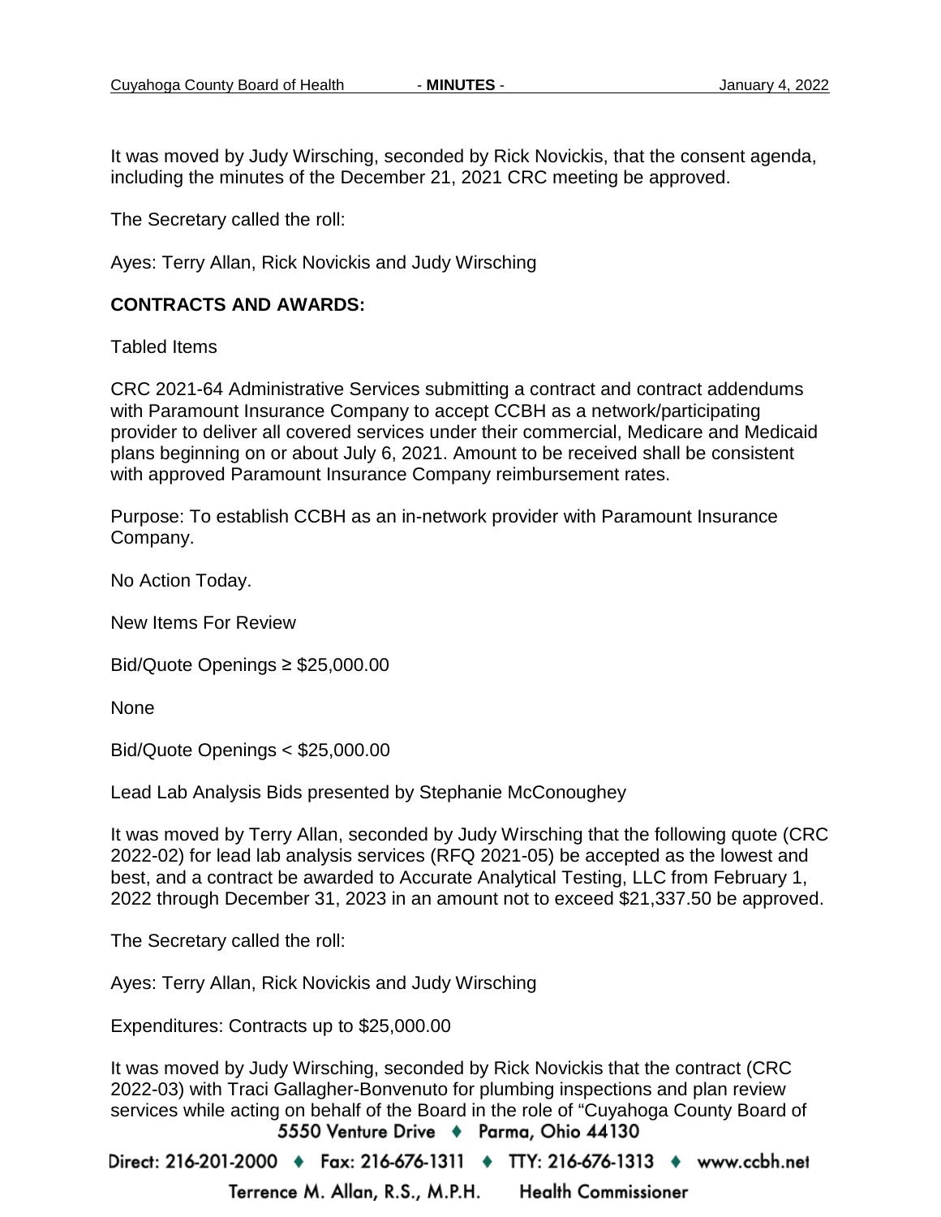It was moved by Judy Wirsching, seconded by Rick Novickis, that the consent agenda, including the minutes of the December 21, 2021 CRC meeting be approved.

The Secretary called the roll:

Ayes: Terry Allan, Rick Novickis and Judy Wirsching

**CONTRACTS AND AWARDS:**

Tabled Items

CRC 2021-64 Administrative Services submitting a contract and contract addendums with Paramount Insurance Company to accept CCBH as a network/participating provider to deliver all covered services under their commercial, Medicare and Medicaid plans beginning on or about July 6, 2021. Amount to be received shall be consistent with approved Paramount Insurance Company reimbursement rates.

Purpose: To establish CCBH as an in-network provider with Paramount Insurance Company.

No Action Today.

New Items For Review

Bid/Quote Openings ≥ $25,000.00

None

Bid/Quote Openings < $25,000.00

Lead Lab Analysis Bids presented by Stephanie McConoughey

It was moved by Terry Allan, seconded by Judy Wirsching that the following quote (CRC 2022-02) for lead lab analysis services (RFQ 2021-05) be accepted as the lowest and best, and a contract be awarded to Accurate Analytical Testing, LLC from February 1, 2022 through December 31, 2023 in an amount not to exceed $21,337.50 be approved.

The Secretary called the roll:

Ayes: Terry Allan, Rick Novickis and Judy Wirsching

Expenditures: Contracts up to $25,000.00

It was moved by Judy Wirsching, seconded by Rick Novickis that the contract (CRC 2022-03) with Traci Gallagher-Bonvenuto for plumbing inspections and plan review services while acting on behalf of the Board in the role of "Cuyahoga County Board of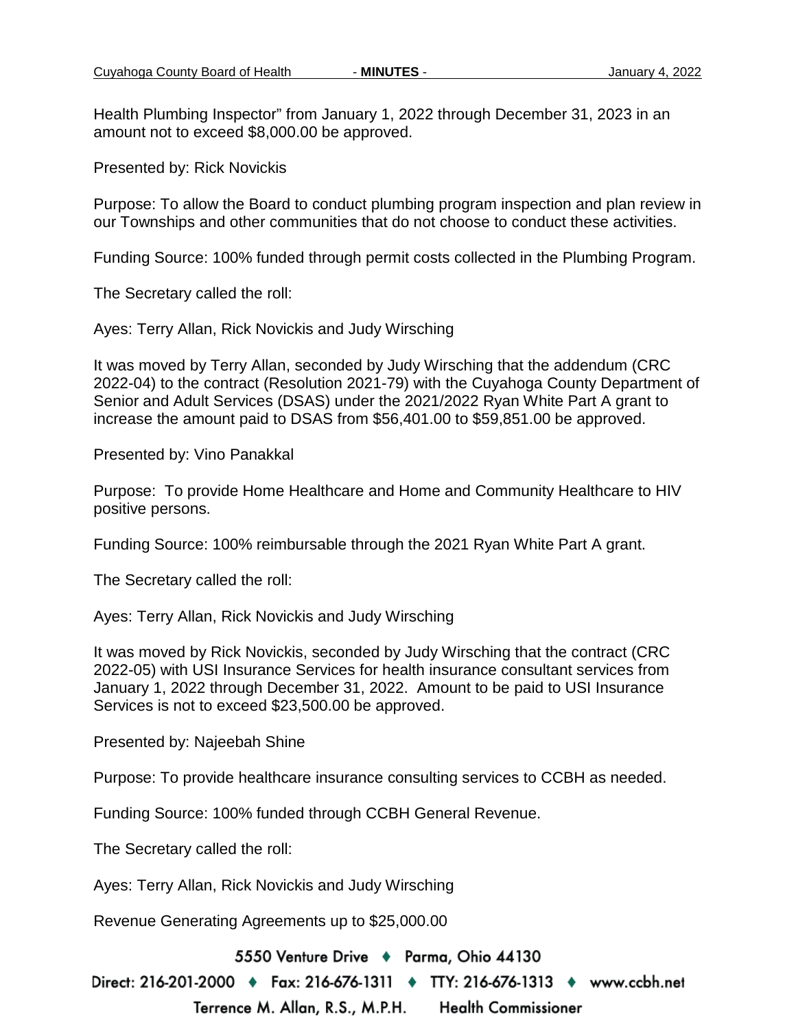Health Plumbing Inspector" from January 1, 2022 through December 31, 2023 in an amount not to exceed $8,000.00 be approved.

Presented by: Rick Novickis

Purpose: To allow the Board to conduct plumbing program inspection and plan review in our Townships and other communities that do not choose to conduct these activities.

Funding Source: 100% funded through permit costs collected in the Plumbing Program.

The Secretary called the roll:

Ayes: Terry Allan, Rick Novickis and Judy Wirsching

It was moved by Terry Allan, seconded by Judy Wirsching that the addendum (CRC 2022-04) to the contract (Resolution 2021-79) with the Cuyahoga County Department of Senior and Adult Services (DSAS) under the 2021/2022 Ryan White Part A grant to increase the amount paid to DSAS from $56,401.00 to $59,851.00 be approved.

Presented by: Vino Panakkal

Purpose: To provide Home Healthcare and Home and Community Healthcare to HIV positive persons.

Funding Source: 100% reimbursable through the 2021 Ryan White Part A grant.

The Secretary called the roll:

Ayes: Terry Allan, Rick Novickis and Judy Wirsching

It was moved by Rick Novickis, seconded by Judy Wirsching that the contract (CRC 2022-05) with USI Insurance Services for health insurance consultant services from January 1, 2022 through December 31, 2022. Amount to be paid to USI Insurance Services is not to exceed $23,500.00 be approved.

Presented by: Najeebah Shine

Purpose: To provide healthcare insurance consulting services to CCBH as needed.

Funding Source: 100% funded through CCBH General Revenue.

The Secretary called the roll:

Ayes: Terry Allan, Rick Novickis and Judy Wirsching

Revenue Generating Agreements up to $25,000.00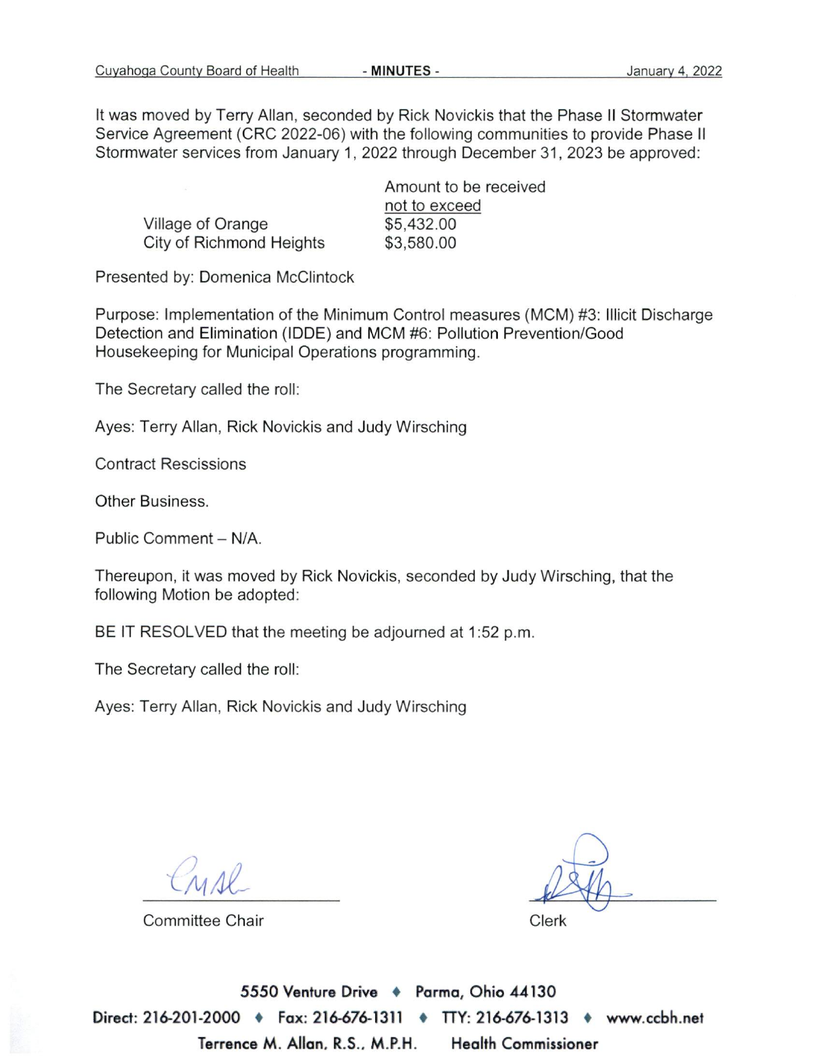It was moved by Terry Allan, seconded by Rick Novickis that the Phase II Stormwater Service Agreement (CRC 2022-06) with the following communities to provide Phase II Stormwater services from January 1, 2022 through December 31, 2023 be approved:

| | Amount to be received <u>not to exceed</u> |
|---|---|
| Village of Orange | $5,432.00 |
| City of Richmond Heights | $3,580.00 |

Presented by: Domenica McClintock

Purpose: Implementation of the Minimum Control measures (MCM) #3: Illicit Discharge Detection and Elimination (IDDE) and MCM #6: Pollution Prevention/Good Housekeeping for Municipal Operations programming.

The Secretary called the roll:

Ayes: Terry Allan, Rick Novickis and Judy Wirsching

Contract Rescissions

Other Business.

Public Comment – N/A.

Thereupon, it was moved by Rick Novickis, seconded by Judy Wirsching, that the following Motion be adopted:

BE IT RESOLVED that the meeting be adjourned at 1:52 p.m.

The Secretary called the roll:

Ayes: Terry Allan, Rick Novickis and Judy Wirsching

Committee Chair

Clerk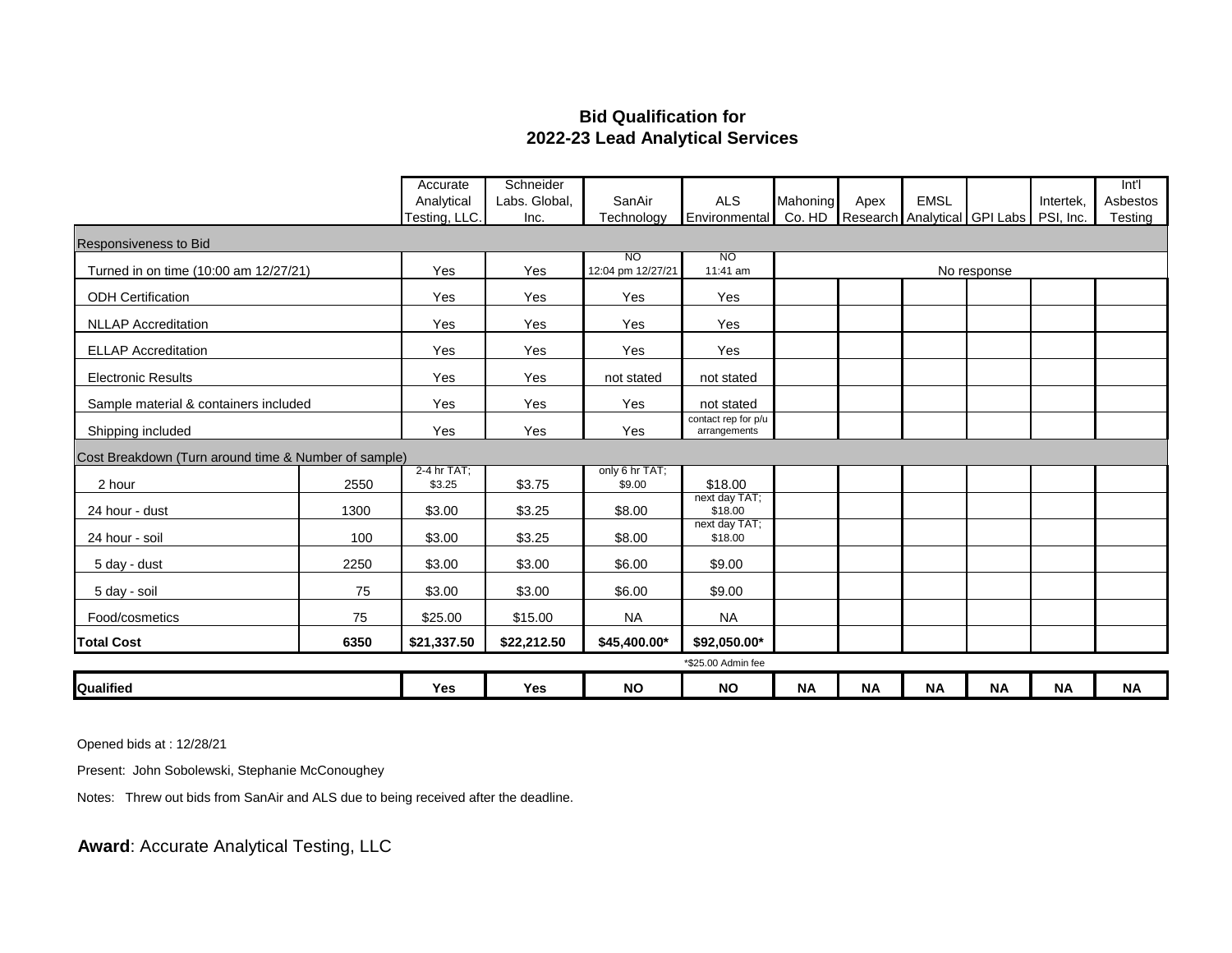**Bid Qualification for**
**2022-23 Lead Analytical Services**

| | | Accurate Analytical Testing, LLC. | Schneider Labs. Global, Inc. | SanAir Technology | ALS Environmental | Mahoning Co. HD | Apex Research | EMSL Analytical | GPI Labs | Intertek, PSI, Inc. | Int'l Asbestos Testing |
|---|---|---|---|---|---|---|---|---|---|---|---|
| **Responsiveness to Bid** | | | | | | | | | | | |
| Turned in on time (10:00 am 12/27/21) | | Yes | Yes | NO 12:04 pm 12/27/21 | NO 11:41 am | No response | | | | | |
| ODH Certification | | Yes | Yes | Yes | Yes | | | | | | |
| NLLAP Accreditation | | Yes | Yes | Yes | Yes | | | | | | |
| ELLAP Accreditation | | Yes | Yes | Yes | Yes | | | | | | |
| Electronic Results | | Yes | Yes | not stated | not stated | | | | | | |
| Sample material & containers included | | Yes | Yes | Yes | not stated | | | | | | |
| Shipping included | | Yes | Yes | Yes | contact rep for p/u arrangements | | | | | | |
| **Cost Breakdown (Turn around time & Number of sample)** | | | | | | | | | | | |
| 2 hour | 2550 | 2-4 hr TAT; $3.25 | $3.75 | only 6 hr TAT; $9.00 | $18.00 | | | | | | |
| 24 hour - dust | 1300 | $3.00 | $3.25 | $8.00 | next day TAT; $18.00 | | | | | | |
| 24 hour - soil | 100 | $3.00 | $3.25 | $8.00 | next day TAT; $18.00 | | | | | | |
| 5 day - dust | 2250 | $3.00 | $3.00 | $6.00 | $9.00 | | | | | | |
| 5 day - soil | 75 | $3.00 | $3.00 | $6.00 | $9.00 | | | | | | |
| Food/cosmetics | 75 | $25.00 | $15.00 | NA | NA | | | | | | |
| **Total Cost** | **6350** | **$21,337.50** | **$22,212.50** | **$45,400.00*** | **$92,050.00*** | | | | | | |
| | | | | | *$25.00 Admin fee | | | | | | |
| **Qualified** | | **Yes** | **Yes** | **NO** | **NO** | **NA** | **NA** | **NA** | **NA** | **NA** | **NA** |

Opened bids at : 12/28/21

Present: John Sobolewski, Stephanie McConoughey

Notes: Threw out bids from SanAir and ALS due to being received after the deadline.

**Award**: Accurate Analytical Testing, LLC